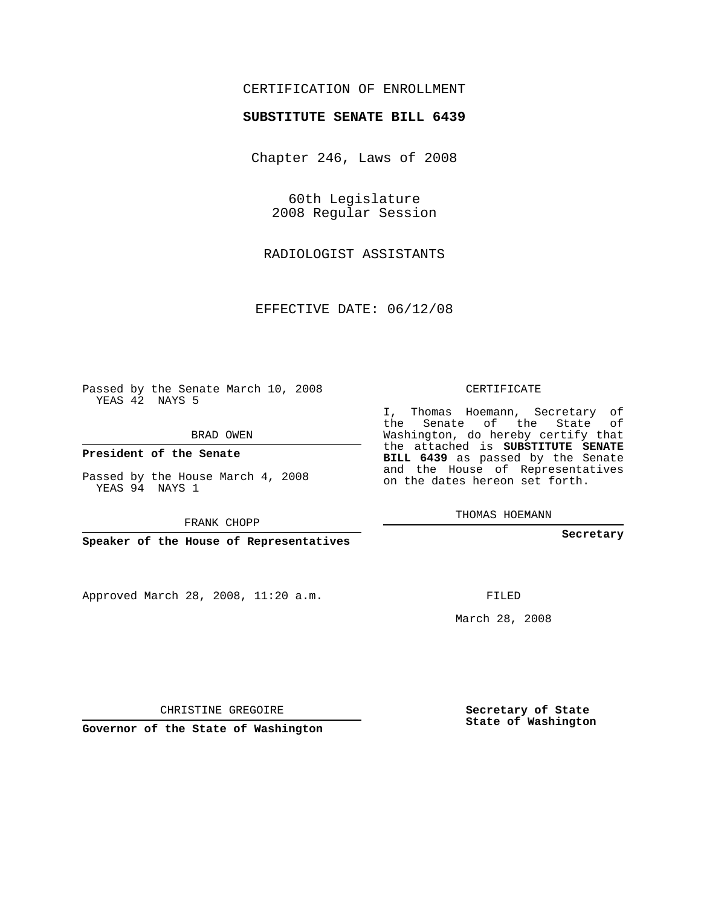CERTIFICATION OF ENROLLMENT

**SUBSTITUTE SENATE BILL 6439**

Chapter 246, Laws of 2008

60th Legislature
2008 Regular Session

RADIOLOGIST ASSISTANTS

EFFECTIVE DATE: 06/12/08

Passed by the Senate March 10, 2008
YEAS 42 NAYS 5

BRAD OWEN

**President of the Senate**

Passed by the House March 4, 2008
YEAS 94 NAYS 1

FRANK CHOPP

**Speaker of the House of Representatives**

CERTIFICATE

I, Thomas Hoemann, Secretary of the Senate of the State of Washington, do hereby certify that the attached is **SUBSTITUTE SENATE BILL 6439** as passed by the Senate and the House of Representatives on the dates hereon set forth.

THOMAS HOEMANN

**Secretary**

Approved March 28, 2008, 11:20 a.m.

FILED

March 28, 2008

CHRISTINE GREGOIRE

**Governor of the State of Washington**

**Secretary of State**
**State of Washington**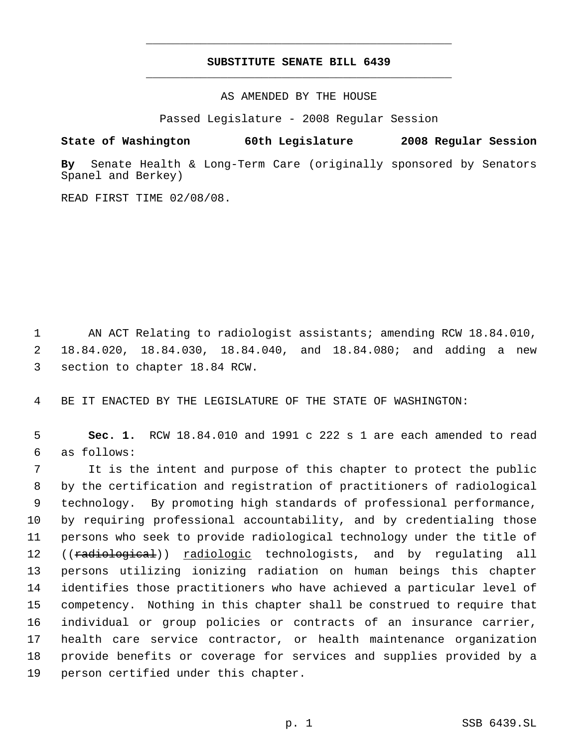**SUBSTITUTE SENATE BILL 6439**

AS AMENDED BY THE HOUSE

Passed Legislature - 2008 Regular Session

**State of Washington 60th Legislature 2008 Regular Session**

**By** Senate Health & Long-Term Care (originally sponsored by Senators Spanel and Berkey)

READ FIRST TIME 02/08/08.

AN ACT Relating to radiologist assistants; amending RCW 18.84.010, 18.84.020, 18.84.030, 18.84.040, and 18.84.080; and adding a new section to chapter 18.84 RCW.

BE IT ENACTED BY THE LEGISLATURE OF THE STATE OF WASHINGTON:

**Sec. 1.** RCW 18.84.010 and 1991 c 222 s 1 are each amended to read as follows:

It is the intent and purpose of this chapter to protect the public by the certification and registration of practitioners of radiological technology. By promoting high standards of professional performance, by requiring professional accountability, and by credentialing those persons who seek to provide radiological technology under the title of ((~~radiological~~)) <u>radiologic</u> technologists, and by regulating all persons utilizing ionizing radiation on human beings this chapter identifies those practitioners who have achieved a particular level of competency. Nothing in this chapter shall be construed to require that individual or group policies or contracts of an insurance carrier, health care service contractor, or health maintenance organization provide benefits or coverage for services and supplies provided by a person certified under this chapter.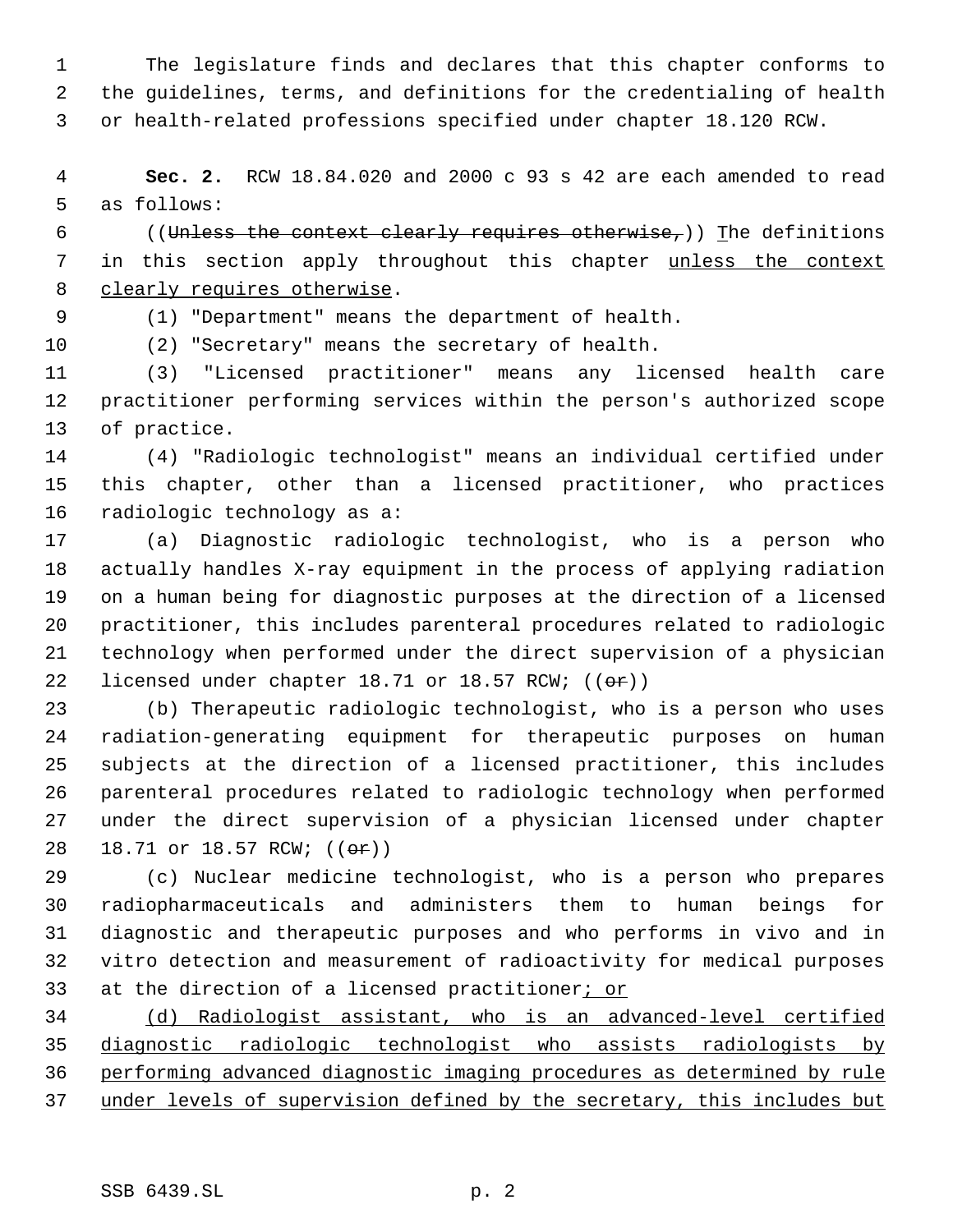The legislature finds and declares that this chapter conforms to the guidelines, terms, and definitions for the credentialing of health or health-related professions specified under chapter 18.120 RCW.

**Sec. 2.** RCW 18.84.020 and 2000 c 93 s 42 are each amended to read as follows:

((~~Unless the context clearly requires otherwise,~~)) The definitions in this section apply throughout this chapter unless the context clearly requires otherwise.

(1) "Department" means the department of health.

(2) "Secretary" means the secretary of health.

(3) "Licensed practitioner" means any licensed health care practitioner performing services within the person's authorized scope of practice.

(4) "Radiologic technologist" means an individual certified under this chapter, other than a licensed practitioner, who practices radiologic technology as a:

(a) Diagnostic radiologic technologist, who is a person who actually handles X-ray equipment in the process of applying radiation on a human being for diagnostic purposes at the direction of a licensed practitioner, this includes parenteral procedures related to radiologic technology when performed under the direct supervision of a physician licensed under chapter 18.71 or 18.57 RCW; ((~~or~~))

(b) Therapeutic radiologic technologist, who is a person who uses radiation-generating equipment for therapeutic purposes on human subjects at the direction of a licensed practitioner, this includes parenteral procedures related to radiologic technology when performed under the direct supervision of a physician licensed under chapter 18.71 or 18.57 RCW; ((~~or~~))

(c) Nuclear medicine technologist, who is a person who prepares radiopharmaceuticals and administers them to human beings for diagnostic and therapeutic purposes and who performs in vivo and in vitro detection and measurement of radioactivity for medical purposes at the direction of a licensed practitioner; or

(d) Radiologist assistant, who is an advanced-level certified diagnostic radiologic technologist who assists radiologists by performing advanced diagnostic imaging procedures as determined by rule under levels of supervision defined by the secretary, this includes but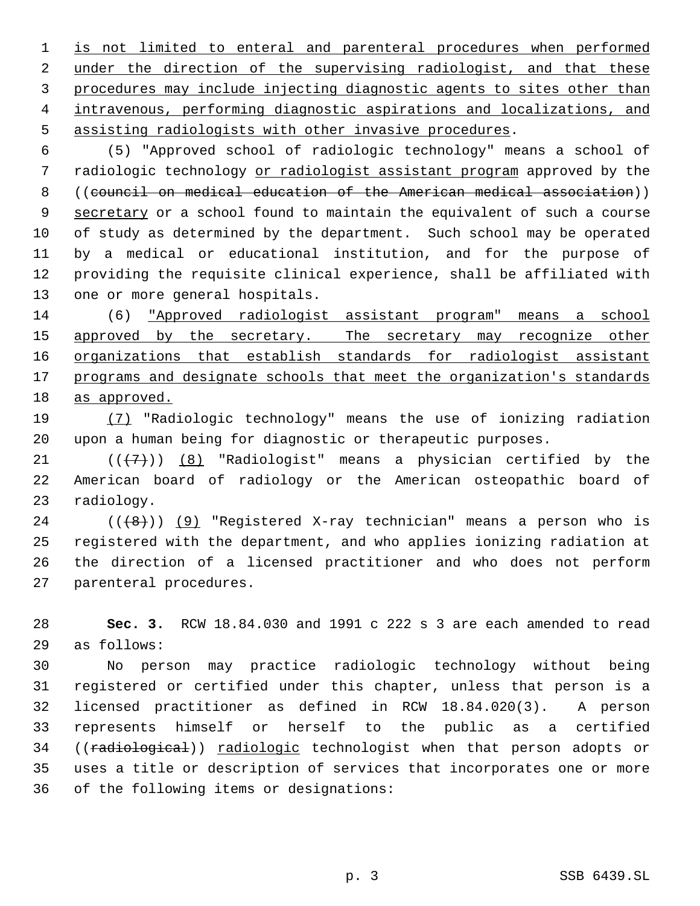is not limited to enteral and parenteral procedures when performed under the direction of the supervising radiologist, and that these procedures may include injecting diagnostic agents to sites other than intravenous, performing diagnostic aspirations and localizations, and assisting radiologists with other invasive procedures.

(5) "Approved school of radiologic technology" means a school of radiologic technology or radiologist assistant program approved by the ((council on medical education of the American medical association)) secretary or a school found to maintain the equivalent of such a course of study as determined by the department. Such school may be operated by a medical or educational institution, and for the purpose of providing the requisite clinical experience, shall be affiliated with one or more general hospitals.

(6) "Approved radiologist assistant program" means a school approved by the secretary. The secretary may recognize other organizations that establish standards for radiologist assistant programs and designate schools that meet the organization's standards as approved.

(7) "Radiologic technology" means the use of ionizing radiation upon a human being for diagnostic or therapeutic purposes.

(((7))) (8) "Radiologist" means a physician certified by the American board of radiology or the American osteopathic board of radiology.

(((8))) (9) "Registered X-ray technician" means a person who is registered with the department, and who applies ionizing radiation at the direction of a licensed practitioner and who does not perform parenteral procedures.

**Sec. 3.** RCW 18.84.030 and 1991 c 222 s 3 are each amended to read as follows:

No person may practice radiologic technology without being registered or certified under this chapter, unless that person is a licensed practitioner as defined in RCW 18.84.020(3). A person represents himself or herself to the public as a certified ((radiological)) radiologic technologist when that person adopts or uses a title or description of services that incorporates one or more of the following items or designations: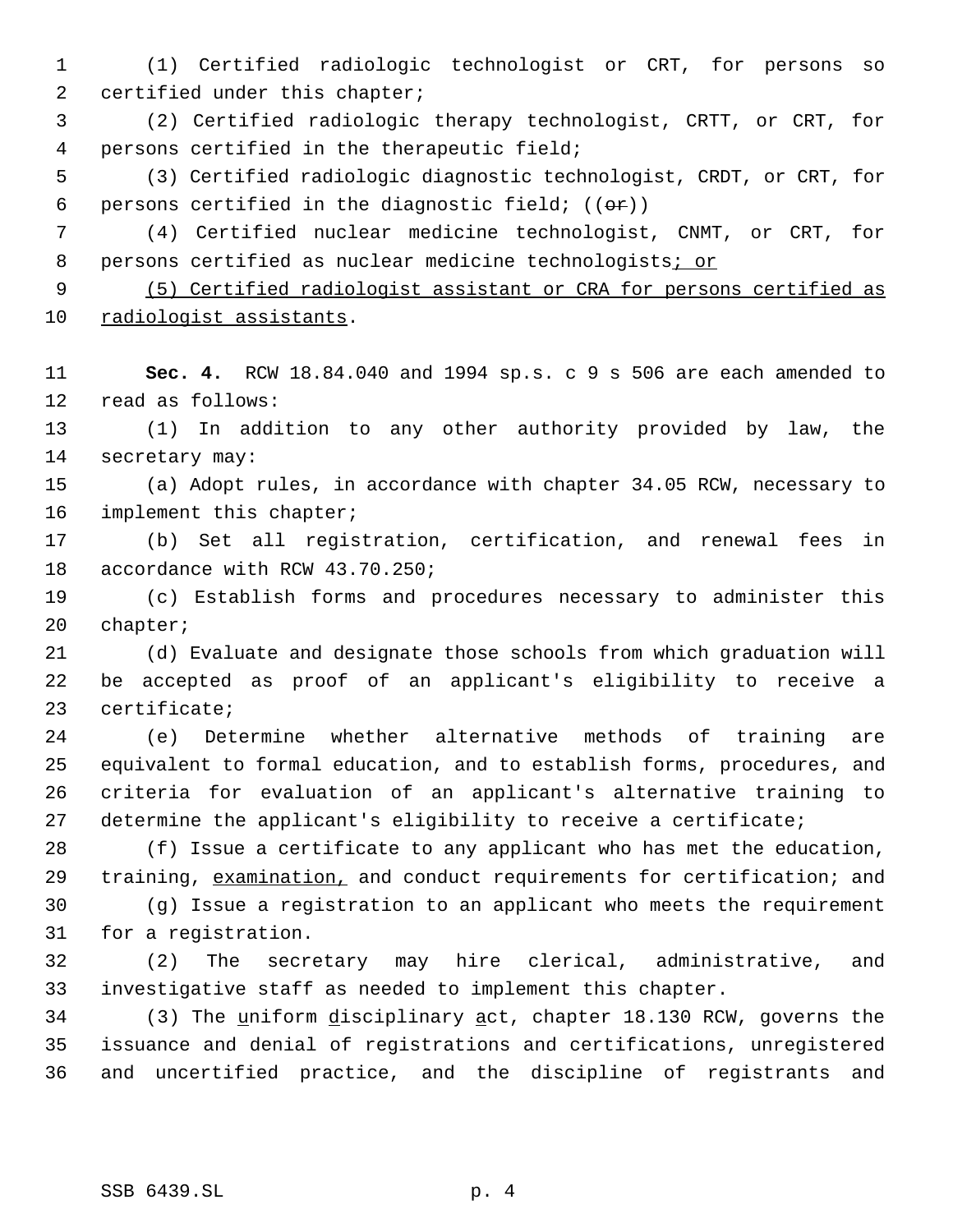(1) Certified radiologic technologist or CRT, for persons so certified under this chapter;

(2) Certified radiologic therapy technologist, CRTT, or CRT, for persons certified in the therapeutic field;

(3) Certified radiologic diagnostic technologist, CRDT, or CRT, for persons certified in the diagnostic field; ((~~or~~))

(4) Certified nuclear medicine technologist, CNMT, or CRT, for persons certified as nuclear medicine technologists<u>; or</u>

<u>(5) Certified radiologist assistant or CRA for persons certified as radiologist assistants</u>.

**Sec. 4.** RCW 18.84.040 and 1994 sp.s. c 9 s 506 are each amended to read as follows:

(1) In addition to any other authority provided by law, the secretary may:

(a) Adopt rules, in accordance with chapter 34.05 RCW, necessary to implement this chapter;

(b) Set all registration, certification, and renewal fees in accordance with RCW 43.70.250;

(c) Establish forms and procedures necessary to administer this chapter;

(d) Evaluate and designate those schools from which graduation will be accepted as proof of an applicant's eligibility to receive a certificate;

(e) Determine whether alternative methods of training are equivalent to formal education, and to establish forms, procedures, and criteria for evaluation of an applicant's alternative training to determine the applicant's eligibility to receive a certificate;

(f) Issue a certificate to any applicant who has met the education, training, <u>examination,</u> and conduct requirements for certification; and

(g) Issue a registration to an applicant who meets the requirement for a registration.

(2) The secretary may hire clerical, administrative, and investigative staff as needed to implement this chapter.

(3) The <u>u</u>niform <u>d</u>isciplinary <u>a</u>ct, chapter 18.130 RCW, governs the issuance and denial of registrations and certifications, unregistered and uncertified practice, and the discipline of registrants and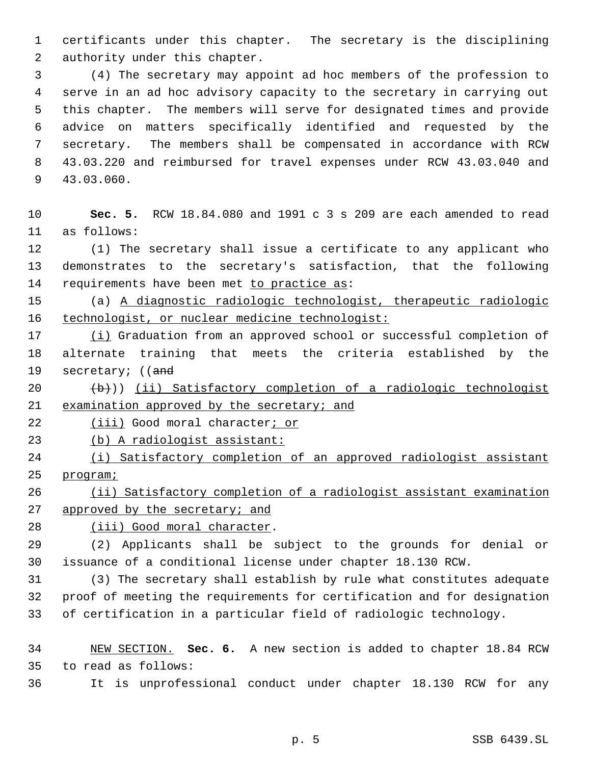certificants under this chapter. The secretary is the disciplining authority under this chapter.

(4) The secretary may appoint ad hoc members of the profession to serve in an ad hoc advisory capacity to the secretary in carrying out this chapter. The members will serve for designated times and provide advice on matters specifically identified and requested by the secretary. The members shall be compensated in accordance with RCW 43.03.220 and reimbursed for travel expenses under RCW 43.03.040 and 43.03.060.

**Sec. 5.** RCW 18.84.080 and 1991 c 3 s 209 are each amended to read as follows:

(1) The secretary shall issue a certificate to any applicant who demonstrates to the secretary's satisfaction, that the following requirements have been met to practice as:

(a) A diagnostic radiologic technologist, therapeutic radiologic technologist, or nuclear medicine technologist:

(i) Graduation from an approved school or successful completion of alternate training that meets the criteria established by the secretary; ((and

(b))) (ii) Satisfactory completion of a radiologic technologist examination approved by the secretary; and

(iii) Good moral character; or

(b) A radiologist assistant:

(i) Satisfactory completion of an approved radiologist assistant program;

(ii) Satisfactory completion of a radiologist assistant examination approved by the secretary; and

(iii) Good moral character.

(2) Applicants shall be subject to the grounds for denial or issuance of a conditional license under chapter 18.130 RCW.

(3) The secretary shall establish by rule what constitutes adequate proof of meeting the requirements for certification and for designation of certification in a particular field of radiologic technology.

NEW SECTION. **Sec. 6.** A new section is added to chapter 18.84 RCW to read as follows:

It is unprofessional conduct under chapter 18.130 RCW for any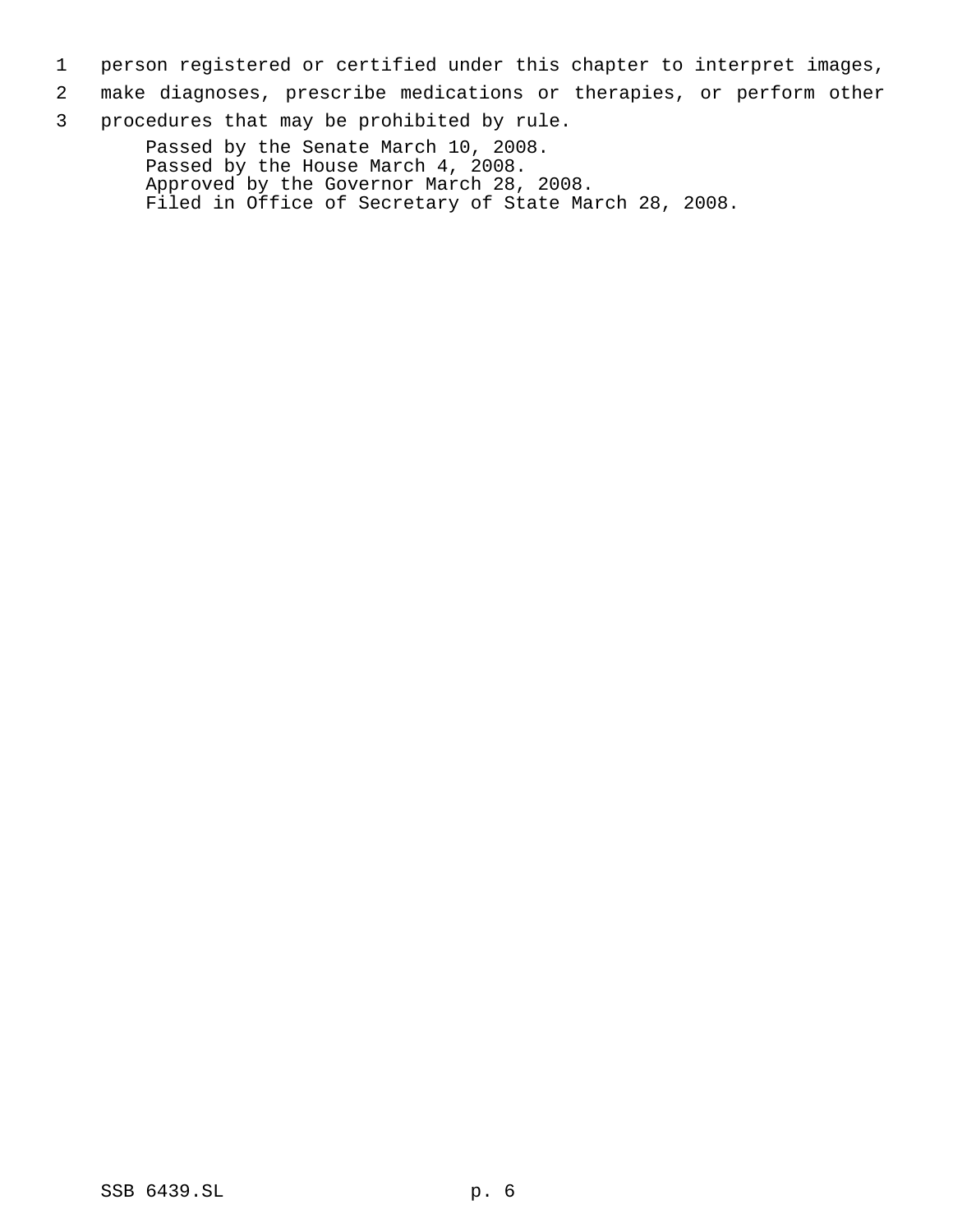person registered or certified under this chapter to interpret images, make diagnoses, prescribe medications or therapies, or perform other procedures that may be prohibited by rule.

Passed by the Senate March 10, 2008.
Passed by the House March 4, 2008.
Approved by the Governor March 28, 2008.
Filed in Office of Secretary of State March 28, 2008.